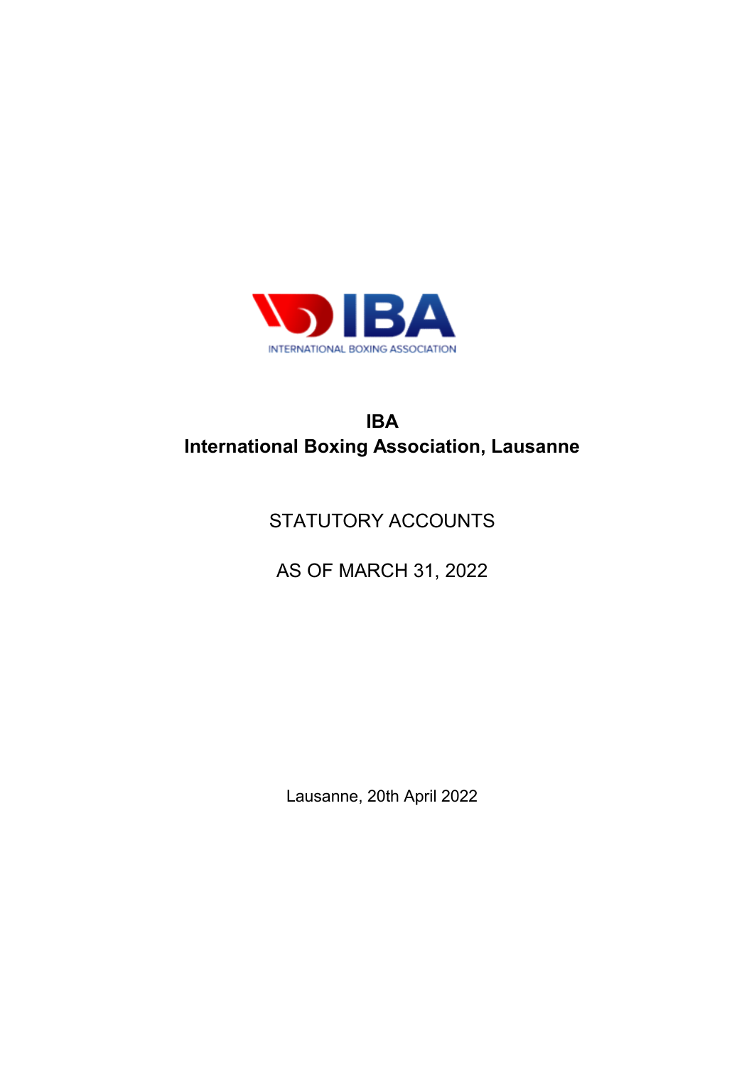IBA INTERNATIONAL BOXING ASSOCIATION

# IBA
# International Boxing Association, Lausanne

## STATUTORY ACCOUNTS

## AS OF MARCH 31, 2022

Lausanne, 20th April 2022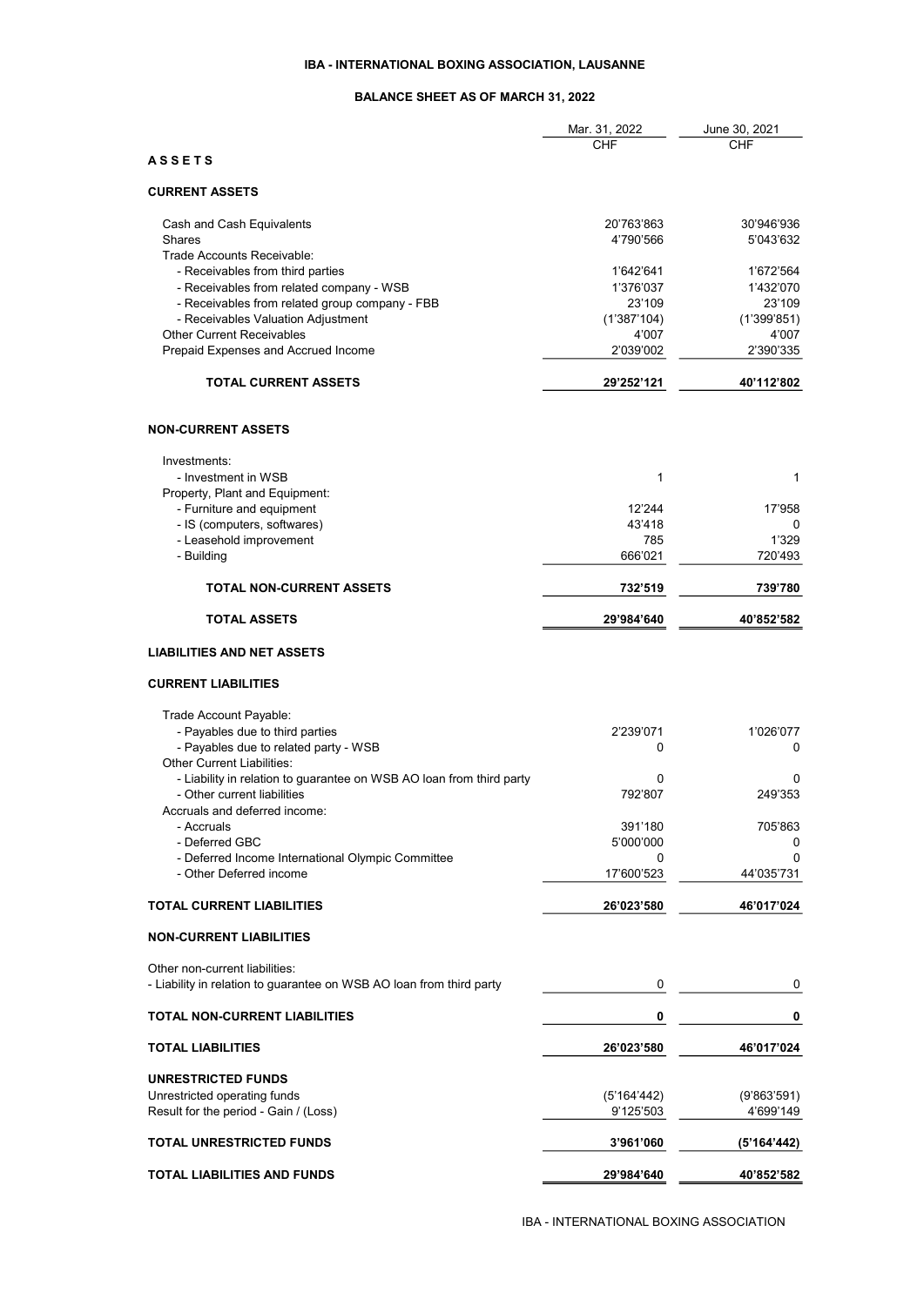# IBA - INTERNATIONAL BOXING ASSOCIATION, LAUSANNE

## BALANCE SHEET AS OF MARCH 31, 2022

| | Mar. 31, 2022 | June 30, 2021 |
|---|---|---|
| | CHF | CHF |
| **A S S E T S** | | |
| **CURRENT ASSETS** | | |
| Cash and Cash Equivalents | 20'763'863 | 30'946'936 |
| Shares | 4'790'566 | 5'043'632 |
| Trade Accounts Receivable: | | |
| - Receivables from third parties | 1'642'641 | 1'672'564 |
| - Receivables from related company - WSB | 1'376'037 | 1'432'070 |
| - Receivables from related group company - FBB | 23'109 | 23'109 |
| - Receivables Valuation Adjustment | (1'387'104) | (1'399'851) |
| Other Current Receivables | 4'007 | 4'007 |
| Prepaid Expenses and Accrued Income | 2'039'002 | 2'390'335 |
| **TOTAL CURRENT ASSETS** | **29'252'121** | **40'112'802** |
| **NON-CURRENT ASSETS** | | |
| Investments: | | |
| - Investment in WSB | 1 | 1 |
| Property, Plant and Equipment: | | |
| - Furniture and equipment | 12'244 | 17'958 |
| - IS (computers, softwares) | 43'418 | 0 |
| - Leasehold improvement | 785 | 1'329 |
| - Building | 666'021 | 720'493 |
| **TOTAL NON-CURRENT ASSETS** | **732'519** | **739'780** |
| **TOTAL ASSETS** | **29'984'640** | **40'852'582** |
| **LIABILITIES AND NET ASSETS** | | |
| **CURRENT LIABILITIES** | | |
| Trade Account Payable: | | |
| - Payables due to third parties | 2'239'071 | 1'026'077 |
| - Payables due to related party - WSB | 0 | 0 |
| Other Current Liabilities: | | |
| - Liability in relation to guarantee on WSB AO loan from third party | 0 | 0 |
| - Other current liabilities | 792'807 | 249'353 |
| Accruals and deferred income: | | |
| - Accruals | 391'180 | 705'863 |
| - Deferred GBC | 5'000'000 | 0 |
| - Deferred Income International Olympic Committee | 0 | 0 |
| - Other Deferred income | 17'600'523 | 44'035'731 |
| **TOTAL CURRENT LIABILITIES** | **26'023'580** | **46'017'024** |
| **NON-CURRENT LIABILITIES** | | |
| Other non-current liabilities: | | |
| - Liability in relation to guarantee on WSB AO loan from third party | 0 | 0 |
| **TOTAL NON-CURRENT LIABILITIES** | **0** | **0** |
| **TOTAL LIABILITIES** | **26'023'580** | **46'017'024** |
| **UNRESTRICTED FUNDS** | | |
| Unrestricted operating funds | (5'164'442) | (9'863'591) |
| Result for the period - Gain / (Loss) | 9'125'503 | 4'699'149 |
| **TOTAL UNRESTRICTED FUNDS** | **3'961'060** | **(5'164'442)** |
| **TOTAL LIABILITIES AND FUNDS** | **29'984'640** | **40'852'582** |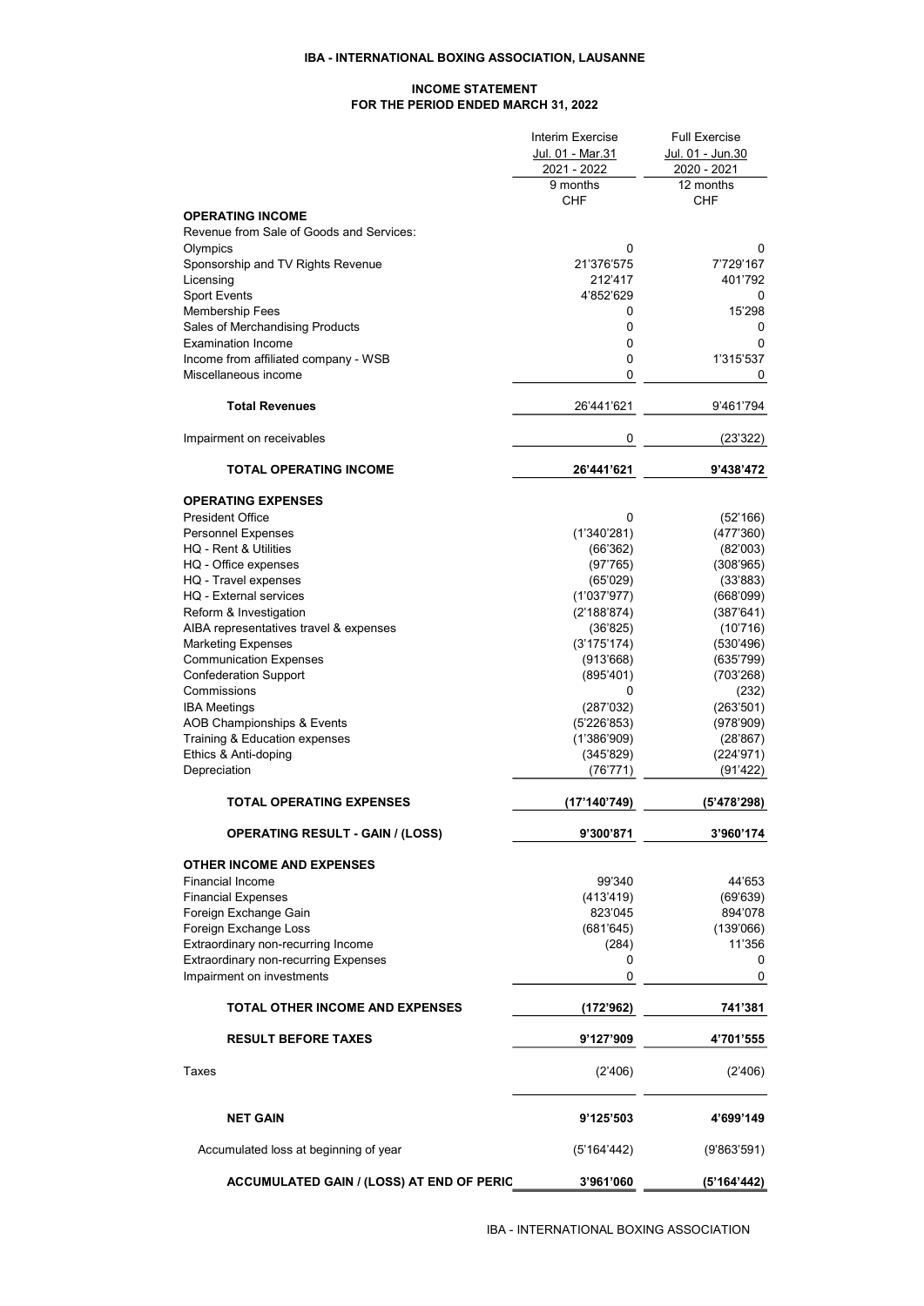# IBA - INTERNATIONAL BOXING ASSOCIATION, LAUSANNE

## INCOME STATEMENT
## FOR THE PERIOD ENDED MARCH 31, 2022

| | Interim Exercise<br>Jul. 01 - Mar.31<br>2021 - 2022<br>9 months<br>CHF | Full Exercise<br>Jul. 01 - Jun.30<br>2020 - 2021<br>12 months<br>CHF |
|---|---|---|
| **OPERATING INCOME** | | |
| Revenue from Sale of Goods and Services: | | |
| Olympics | 0 | 0 |
| Sponsorship and TV Rights Revenue | 21'376'575 | 7'729'167 |
| Licensing | 212'417 | 401'792 |
| Sport Events | 4'852'629 | 0 |
| Membership Fees | 0 | 15'298 |
| Sales of Merchandising Products | 0 | 0 |
| Examination Income | 0 | 0 |
| Income from affiliated company - WSB | 0 | 1'315'537 |
| Miscellaneous income | 0 | 0 |
| **Total Revenues** | 26'441'621 | 9'461'794 |
| Impairment on receivables | 0 | (23'322) |
| **TOTAL OPERATING INCOME** | **26'441'621** | **9'438'472** |
| **OPERATING EXPENSES** | | |
| President Office | 0 | (52'166) |
| Personnel Expenses | (1'340'281) | (477'360) |
| HQ - Rent & Utilities | (66'362) | (82'003) |
| HQ - Office expenses | (97'765) | (308'965) |
| HQ - Travel expenses | (65'029) | (33'883) |
| HQ - External services | (1'037'977) | (668'099) |
| Reform & Investigation | (2'188'874) | (387'641) |
| AIBA representatives travel & expenses | (36'825) | (10'716) |
| Marketing Expenses | (3'175'174) | (530'496) |
| Communication Expenses | (913'668) | (635'799) |
| Confederation Support | (895'401) | (703'268) |
| Commissions | 0 | (232) |
| IBA Meetings | (287'032) | (263'501) |
| AOB Championships & Events | (5'226'853) | (978'909) |
| Training & Education expenses | (1'386'909) | (28'867) |
| Ethics & Anti-doping | (345'829) | (224'971) |
| Depreciation | (76'771) | (91'422) |
| **TOTAL OPERATING EXPENSES** | **(17'140'749)** | **(5'478'298)** |
| **OPERATING RESULT - GAIN / (LOSS)** | **9'300'871** | **3'960'174** |
| **OTHER INCOME AND EXPENSES** | | |
| Financial Income | 99'340 | 44'653 |
| Financial Expenses | (413'419) | (69'639) |
| Foreign Exchange Gain | 823'045 | 894'078 |
| Foreign Exchange Loss | (681'645) | (139'066) |
| Extraordinary non-recurring Income | (284) | 11'356 |
| Extraordinary non-recurring Expenses | 0 | 0 |
| Impairment on investments | 0 | 0 |
| **TOTAL OTHER INCOME AND EXPENSES** | **(172'962)** | **741'381** |
| **RESULT BEFORE TAXES** | **9'127'909** | **4'701'555** |
| Taxes | (2'406) | (2'406) |
| **NET GAIN** | **9'125'503** | **4'699'149** |
| Accumulated loss at beginning of year | (5'164'442) | (9'863'591) |
| **ACCUMULATED GAIN / (LOSS) AT END OF PERIC** | **3'961'060** | **(5'164'442)** |